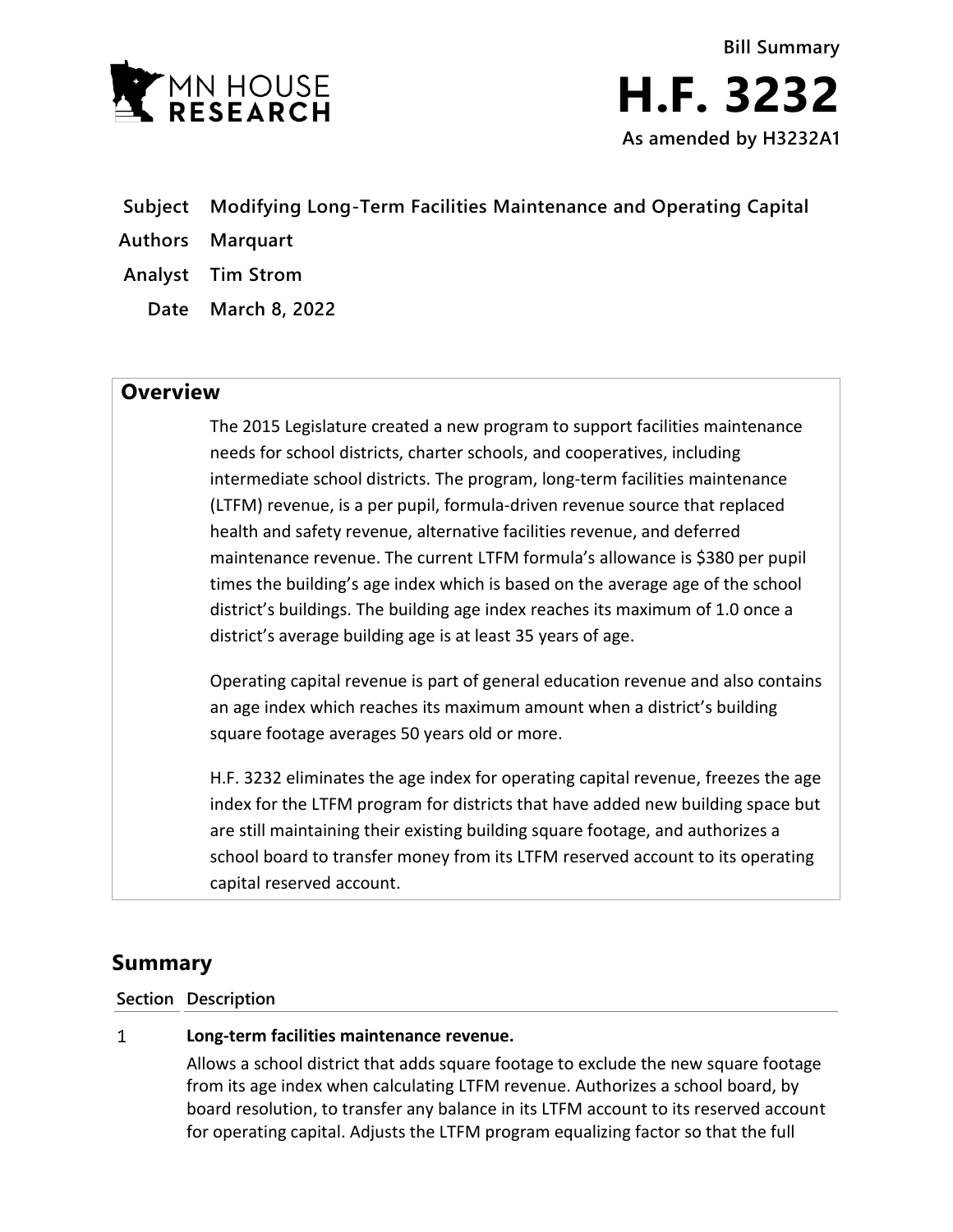Bill Summary

# H.F. 3232

**As amended by H3232A1**

**Subject** Modifying Long-Term Facilities Maintenance and Operating Capital

**Authors** Marquart

**Analyst** Tim Strom

**Date** March 8, 2022

## Overview

The 2015 Legislature created a new program to support facilities maintenance needs for school districts, charter schools, and cooperatives, including intermediate school districts. The program, long-term facilities maintenance (LTFM) revenue, is a per pupil, formula-driven revenue source that replaced health and safety revenue, alternative facilities revenue, and deferred maintenance revenue. The current LTFM formula's allowance is $380 per pupil times the building's age index which is based on the average age of the school district's buildings. The building age index reaches its maximum of 1.0 once a district's average building age is at least 35 years of age.

Operating capital revenue is part of general education revenue and also contains an age index which reaches its maximum amount when a district's building square footage averages 50 years old or more.

H.F. 3232 eliminates the age index for operating capital revenue, freezes the age index for the LTFM program for districts that have added new building space but are still maintaining their existing building square footage, and authorizes a school board to transfer money from its LTFM reserved account to its operating capital reserved account.

## Summary

| Section | Description |
|---|---|
| 1 | **Long-term facilities maintenance revenue.** Allows a school district that adds square footage to exclude the new square footage from its age index when calculating LTFM revenue. Authorizes a school board, by board resolution, to transfer any balance in its LTFM account to its reserved account for operating capital. Adjusts the LTFM program equalizing factor so that the full |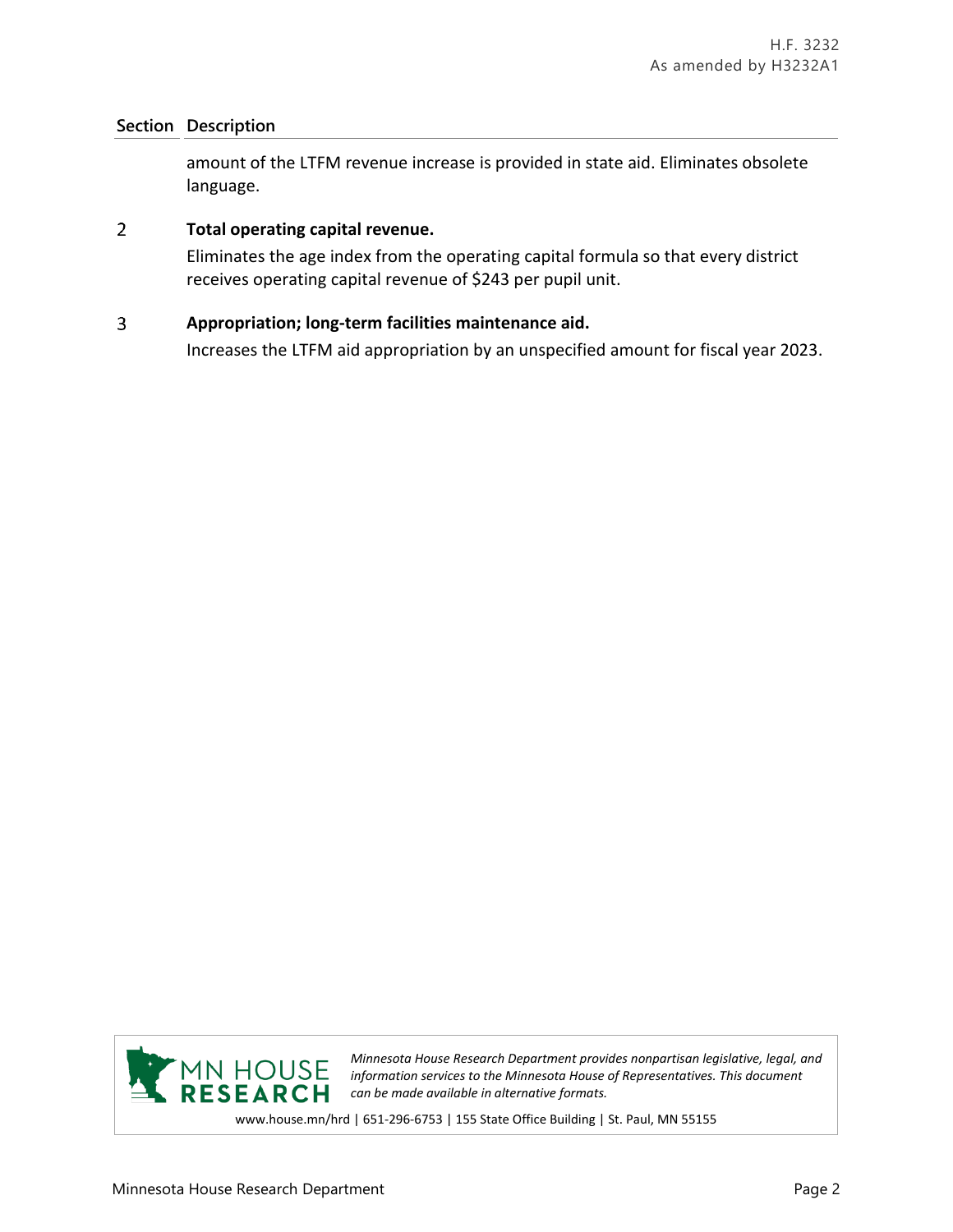| Section | Description |
|---|---|
| | amount of the LTFM revenue increase is provided in state aid. Eliminates obsolete language. |
| 2 | **Total operating capital revenue.** Eliminates the age index from the operating capital formula so that every district receives operating capital revenue of $243 per pupil unit. |
| 3 | **Appropriation; long-term facilities maintenance aid.** Increases the LTFM aid appropriation by an unspecified amount for fiscal year 2023. |

MN HOUSE RESEARCH

*Minnesota House Research Department provides nonpartisan legislative, legal, and information services to the Minnesota House of Representatives. This document can be made available in alternative formats.*

www.house.mn/hrd | 651-296-6753 | 155 State Office Building | St. Paul, MN 55155